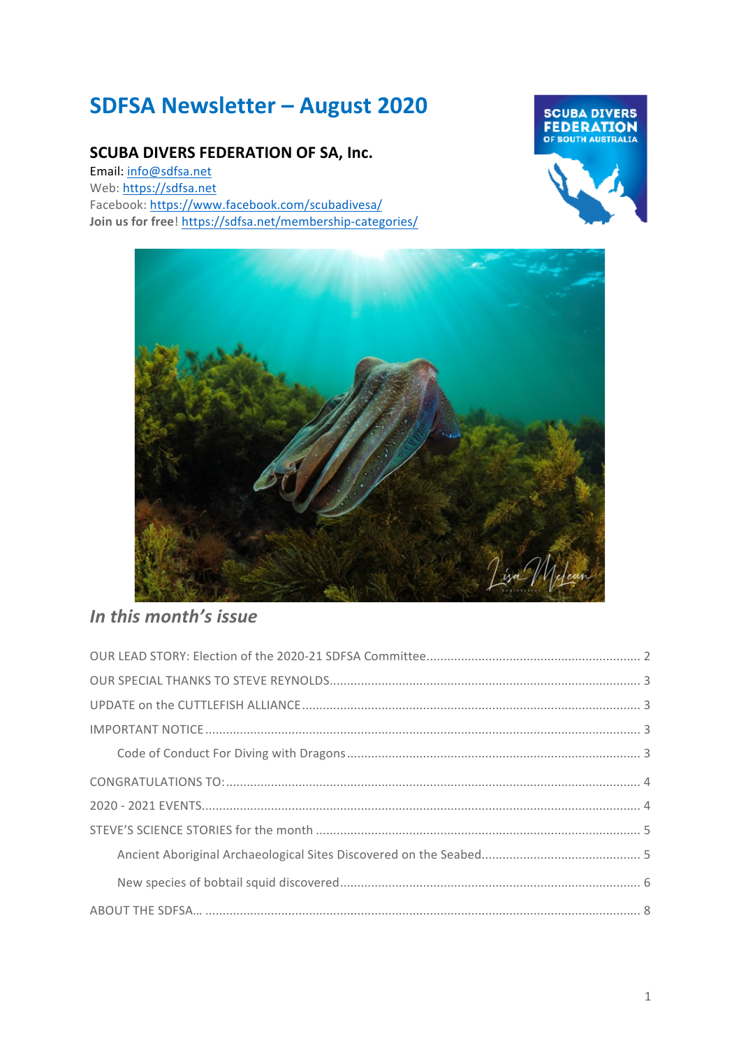# SDFSA Newsletter – August 2020

## SCUBA DIVERS FEDERATION OF SA, Inc.

Email: info@sdfsa.net
Web: https://sdfsa.net
Facebook: https://www.facebook.com/scubadivesa/
**Join us for free**! https://sdfsa.net/membership-categories/

## *In this month's issue*

- OUR LEAD STORY: Election of the 2020-21 SDFSA Committee ........ 2
- OUR SPECIAL THANKS TO STEVE REYNOLDS ........ 3
- UPDATE on the CUTTLEFISH ALLIANCE ........ 3
- IMPORTANT NOTICE ........ 3
  - Code of Conduct For Diving with Dragons ........ 3
- CONGRATULATIONS TO: ........ 4
- 2020 - 2021 EVENTS ........ 4
- STEVE'S SCIENCE STORIES for the month ........ 5
  - Ancient Aboriginal Archaeological Sites Discovered on the Seabed ........ 5
  - New species of bobtail squid discovered ........ 6
- ABOUT THE SDFSA… ........ 8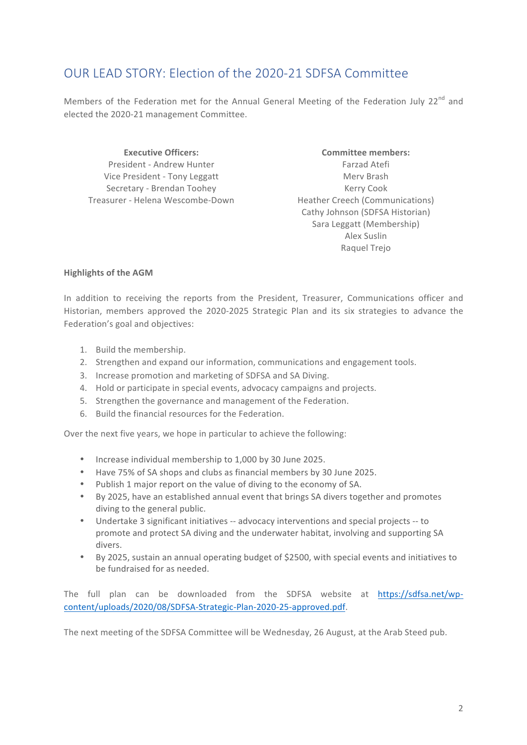## OUR LEAD STORY: Election of the 2020-21 SDFSA Committee

Members of the Federation met for the Annual General Meeting of the Federation July 22nd and elected the 2020-21 management Committee.

**Executive Officers:**
President - Andrew Hunter
Vice President - Tony Leggatt
Secretary - Brendan Toohey
Treasurer - Helena Wescombe-Down

**Committee members:**
Farzad Atefi
Merv Brash
Kerry Cook
Heather Creech (Communications)
Cathy Johnson (SDFSA Historian)
Sara Leggatt (Membership)
Alex Suslin
Raquel Trejo

**Highlights of the AGM**

In addition to receiving the reports from the President, Treasurer, Communications officer and Historian, members approved the 2020-2025 Strategic Plan and its six strategies to advance the Federation's goal and objectives:

1. Build the membership.
2. Strengthen and expand our information, communications and engagement tools.
3. Increase promotion and marketing of SDFSA and SA Diving.
4. Hold or participate in special events, advocacy campaigns and projects.
5. Strengthen the governance and management of the Federation.
6. Build the financial resources for the Federation.

Over the next five years, we hope in particular to achieve the following:

- Increase individual membership to 1,000 by 30 June 2025.
- Have 75% of SA shops and clubs as financial members by 30 June 2025.
- Publish 1 major report on the value of diving to the economy of SA.
- By 2025, have an established annual event that brings SA divers together and promotes diving to the general public.
- Undertake 3 significant initiatives -- advocacy interventions and special projects -- to promote and protect SA diving and the underwater habitat, involving and supporting SA divers.
- By 2025, sustain an annual operating budget of $2500, with special events and initiatives to be fundraised for as needed.

The full plan can be downloaded from the SDFSA website at https://sdfsa.net/wp-content/uploads/2020/08/SDFSA-Strategic-Plan-2020-25-approved.pdf.

The next meeting of the SDFSA Committee will be Wednesday, 26 August, at the Arab Steed pub.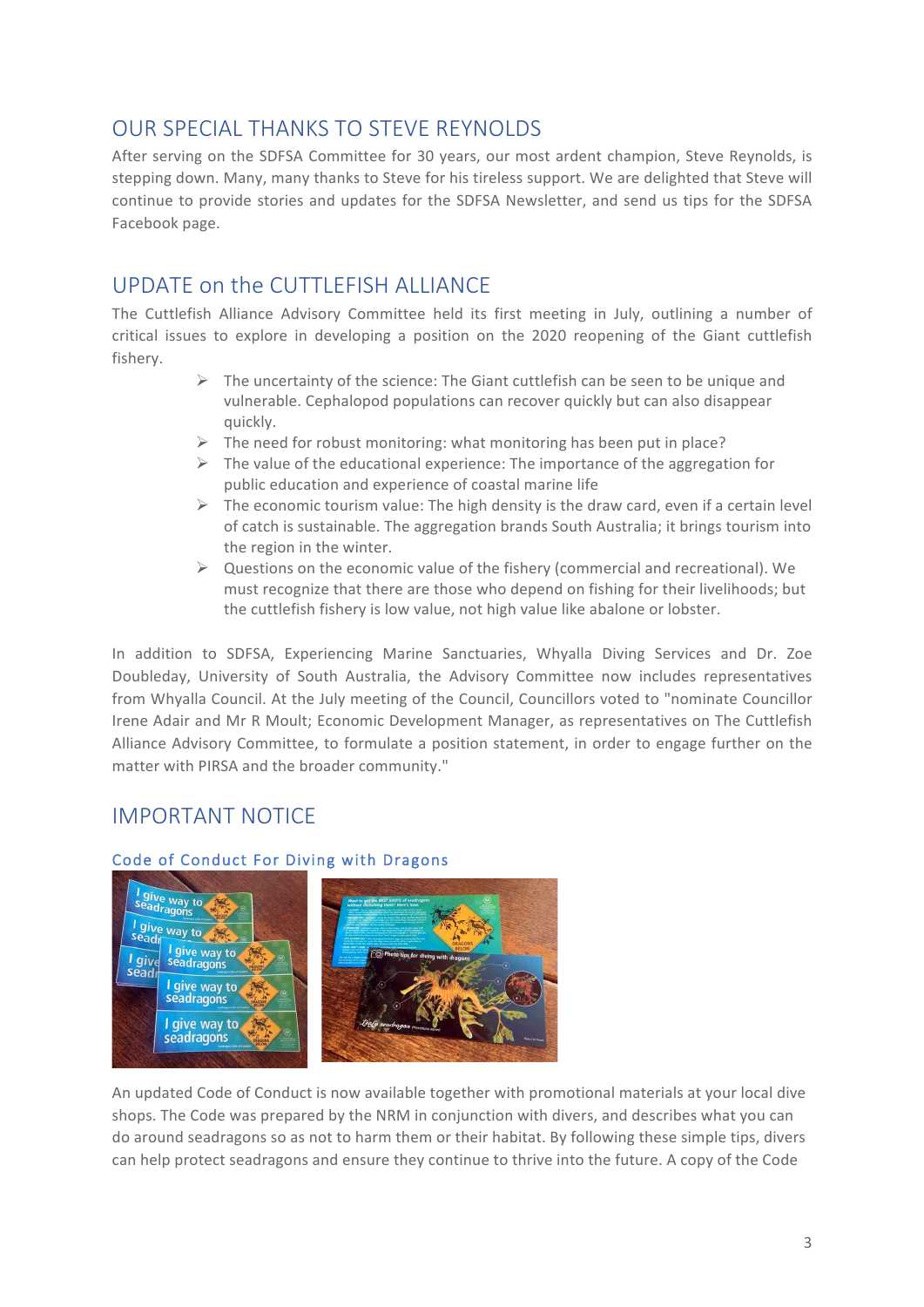## OUR SPECIAL THANKS TO STEVE REYNOLDS

After serving on the SDFSA Committee for 30 years, our most ardent champion, Steve Reynolds, is stepping down. Many, many thanks to Steve for his tireless support. We are delighted that Steve will continue to provide stories and updates for the SDFSA Newsletter, and send us tips for the SDFSA Facebook page.

## UPDATE on the CUTTLEFISH ALLIANCE

The Cuttlefish Alliance Advisory Committee held its first meeting in July, outlining a number of critical issues to explore in developing a position on the 2020 reopening of the Giant cuttlefish fishery.

- The uncertainty of the science: The Giant cuttlefish can be seen to be unique and vulnerable. Cephalopod populations can recover quickly but can also disappear quickly.
- The need for robust monitoring: what monitoring has been put in place?
- The value of the educational experience: The importance of the aggregation for public education and experience of coastal marine life
- The economic tourism value: The high density is the draw card, even if a certain level of catch is sustainable. The aggregation brands South Australia; it brings tourism into the region in the winter.
- Questions on the economic value of the fishery (commercial and recreational). We must recognize that there are those who depend on fishing for their livelihoods; but the cuttlefish fishery is low value, not high value like abalone or lobster.

In addition to SDFSA, Experiencing Marine Sanctuaries, Whyalla Diving Services and Dr. Zoe Doubleday, University of South Australia, the Advisory Committee now includes representatives from Whyalla Council. At the July meeting of the Council, Councillors voted to "nominate Councillor Irene Adair and Mr R Moult; Economic Development Manager, as representatives on The Cuttlefish Alliance Advisory Committee, to formulate a position statement, in order to engage further on the matter with PIRSA and the broader community."

## IMPORTANT NOTICE

### Code of Conduct For Diving with Dragons

An updated Code of Conduct is now available together with promotional materials at your local dive shops. The Code was prepared by the NRM in conjunction with divers, and describes what you can do around seadragons so as not to harm them or their habitat. By following these simple tips, divers can help protect seadragons and ensure they continue to thrive into the future. A copy of the Code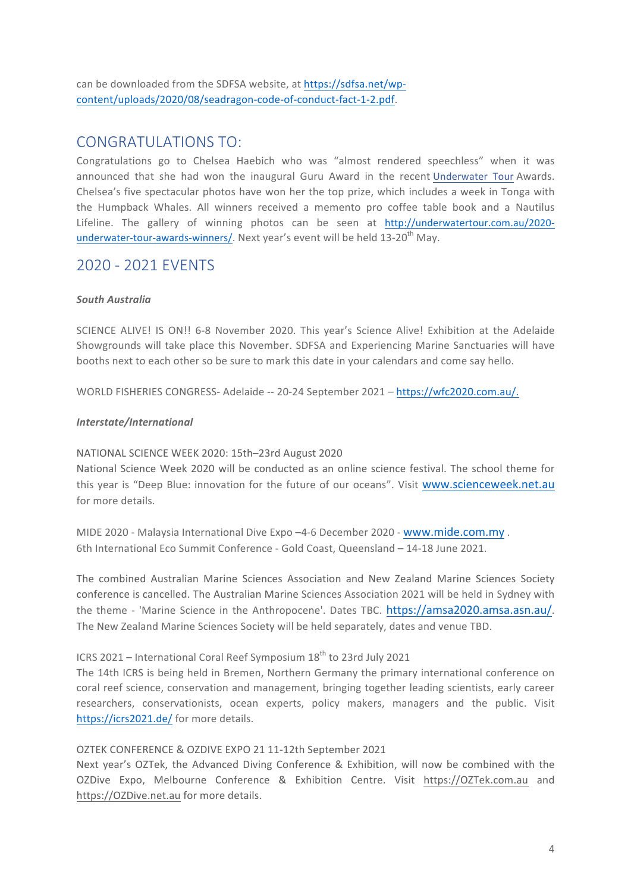can be downloaded from the SDFSA website, at https://sdfsa.net/wp-content/uploads/2020/08/seadragon-code-of-conduct-fact-1-2.pdf.

## CONGRATULATIONS TO:

Congratulations go to Chelsea Haebich who was "almost rendered speechless" when it was announced that she had won the inaugural Guru Award in the recent Underwater Tour Awards. Chelsea's five spectacular photos have won her the top prize, which includes a week in Tonga with the Humpback Whales. All winners received a memento pro coffee table book and a Nautilus Lifeline. The gallery of winning photos can be seen at http://underwatertour.com.au/2020-underwater-tour-awards-winners/. Next year's event will be held 13-20th May.

## 2020 - 2021 EVENTS

***South Australia***

SCIENCE ALIVE! IS ON!! 6-8 November 2020. This year's Science Alive! Exhibition at the Adelaide Showgrounds will take place this November. SDFSA and Experiencing Marine Sanctuaries will have booths next to each other so be sure to mark this date in your calendars and come say hello.

WORLD FISHERIES CONGRESS- Adelaide -- 20-24 September 2021 – https://wfc2020.com.au/.

***Interstate/International***

NATIONAL SCIENCE WEEK 2020: 15th–23rd August 2020
National Science Week 2020 will be conducted as an online science festival. The school theme for this year is "Deep Blue: innovation for the future of our oceans". Visit www.scienceweek.net.au for more details.

MIDE 2020 - Malaysia International Dive Expo –4-6 December 2020 - www.mide.com.my .
6th International Eco Summit Conference - Gold Coast, Queensland – 14-18 June 2021.

The combined Australian Marine Sciences Association and New Zealand Marine Sciences Society conference is cancelled. The Australian Marine Sciences Association 2021 will be held in Sydney with the theme - 'Marine Science in the Anthropocene'. Dates TBC. https://amsa2020.amsa.asn.au/. The New Zealand Marine Sciences Society will be held separately, dates and venue TBD.

ICRS 2021 – International Coral Reef Symposium 18th to 23rd July 2021
The 14th ICRS is being held in Bremen, Northern Germany the primary international conference on coral reef science, conservation and management, bringing together leading scientists, early career researchers, conservationists, ocean experts, policy makers, managers and the public. Visit https://icrs2021.de/ for more details.

OZTEK CONFERENCE & OZDIVE EXPO 21 11-12th September 2021
Next year's OZTek, the Advanced Diving Conference & Exhibition, will now be combined with the OZDive Expo, Melbourne Conference & Exhibition Centre. Visit https://OZTek.com.au and https://OZDive.net.au for more details.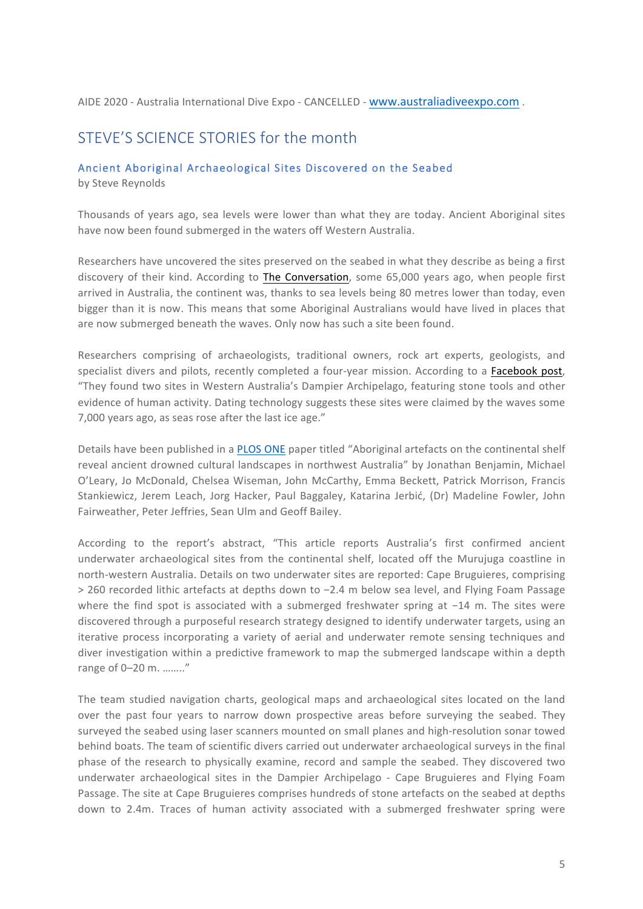AIDE 2020 - Australia International Dive Expo - CANCELLED - [www.australiadiveexpo.com](http://www.australiadiveexpo.com) .

## STEVE'S SCIENCE STORIES for the month

### Ancient Aboriginal Archaeological Sites Discovered on the Seabed

by Steve Reynolds

Thousands of years ago, sea levels were lower than what they are today. Ancient Aboriginal sites have now been found submerged in the waters off Western Australia.

Researchers have uncovered the sites preserved on the seabed in what they describe as being a first discovery of their kind. According to The Conversation, some 65,000 years ago, when people first arrived in Australia, the continent was, thanks to sea levels being 80 metres lower than today, even bigger than it is now. This means that some Aboriginal Australians would have lived in places that are now submerged beneath the waves. Only now has such a site been found.

Researchers comprising of archaeologists, traditional owners, rock art experts, geologists, and specialist divers and pilots, recently completed a four-year mission. According to a Facebook post, "They found two sites in Western Australia's Dampier Archipelago, featuring stone tools and other evidence of human activity. Dating technology suggests these sites were claimed by the waves some 7,000 years ago, as seas rose after the last ice age."

Details have been published in a PLOS ONE paper titled "Aboriginal artefacts on the continental shelf reveal ancient drowned cultural landscapes in northwest Australia" by Jonathan Benjamin, Michael O'Leary, Jo McDonald, Chelsea Wiseman, John McCarthy, Emma Beckett, Patrick Morrison, Francis Stankiewicz, Jerem Leach, Jorg Hacker, Paul Baggaley, Katarina Jerbić, (Dr) Madeline Fowler, John Fairweather, Peter Jeffries, Sean Ulm and Geoff Bailey.

According to the report's abstract, "This article reports Australia's first confirmed ancient underwater archaeological sites from the continental shelf, located off the Murujuga coastline in north-western Australia. Details on two underwater sites are reported: Cape Bruguieres, comprising > 260 recorded lithic artefacts at depths down to −2.4 m below sea level, and Flying Foam Passage where the find spot is associated with a submerged freshwater spring at −14 m. The sites were discovered through a purposeful research strategy designed to identify underwater targets, using an iterative process incorporating a variety of aerial and underwater remote sensing techniques and diver investigation within a predictive framework to map the submerged landscape within a depth range of 0–20 m. ……."

The team studied navigation charts, geological maps and archaeological sites located on the land over the past four years to narrow down prospective areas before surveying the seabed. They surveyed the seabed using laser scanners mounted on small planes and high-resolution sonar towed behind boats. The team of scientific divers carried out underwater archaeological surveys in the final phase of the research to physically examine, record and sample the seabed. They discovered two underwater archaeological sites in the Dampier Archipelago - Cape Bruguieres and Flying Foam Passage. The site at Cape Bruguieres comprises hundreds of stone artefacts on the seabed at depths down to 2.4m. Traces of human activity associated with a submerged freshwater spring were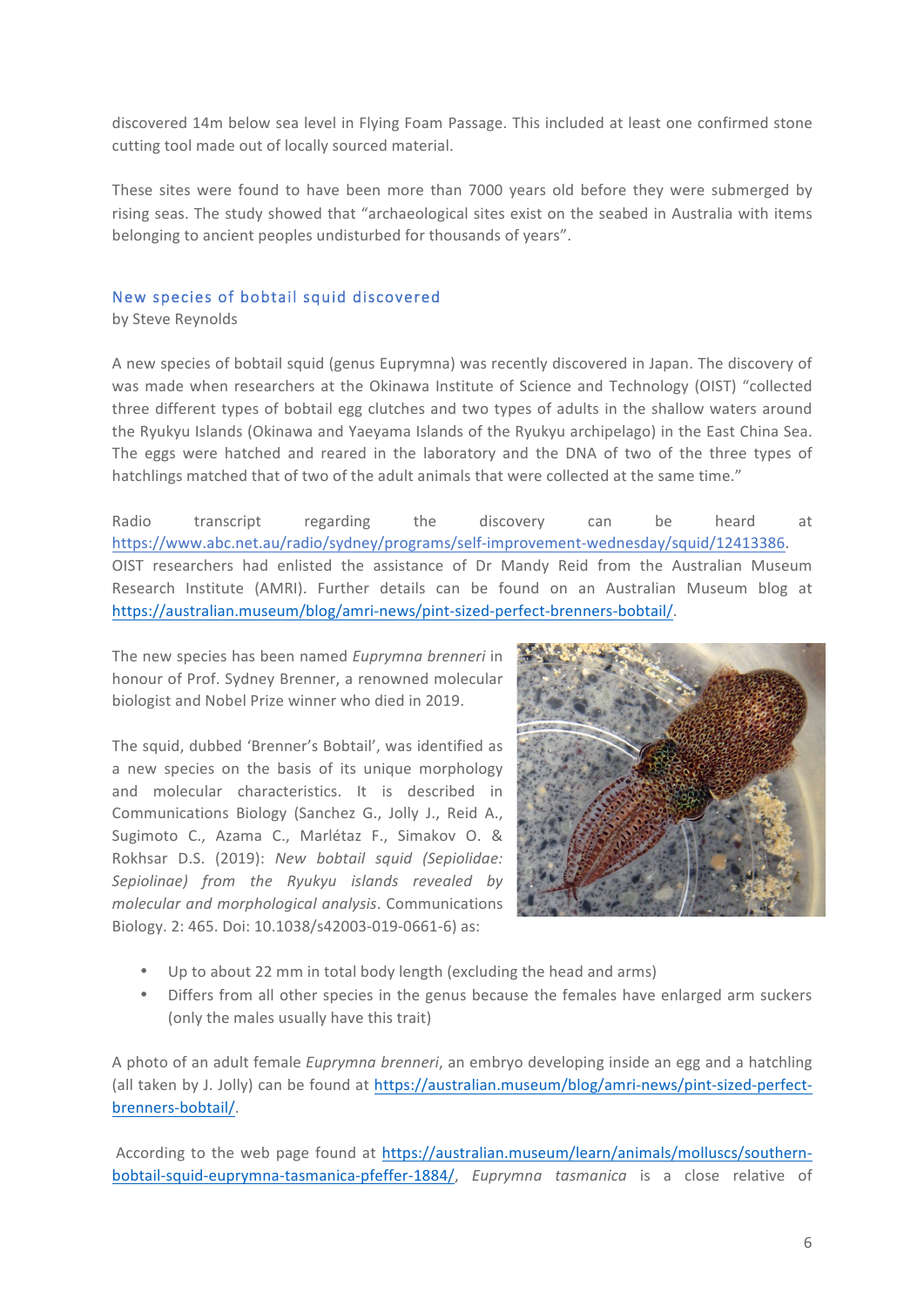discovered 14m below sea level in Flying Foam Passage. This included at least one confirmed stone cutting tool made out of locally sourced material.

These sites were found to have been more than 7000 years old before they were submerged by rising seas. The study showed that "archaeological sites exist on the seabed in Australia with items belonging to ancient peoples undisturbed for thousands of years".

## New species of bobtail squid discovered

by Steve Reynolds

A new species of bobtail squid (genus Euprymna) was recently discovered in Japan. The discovery of was made when researchers at the Okinawa Institute of Science and Technology (OIST) "collected three different types of bobtail egg clutches and two types of adults in the shallow waters around the Ryukyu Islands (Okinawa and Yaeyama Islands of the Ryukyu archipelago) in the East China Sea. The eggs were hatched and reared in the laboratory and the DNA of two of the three types of hatchlings matched that of two of the adult animals that were collected at the same time."

Radio transcript regarding the discovery can be heard at https://www.abc.net.au/radio/sydney/programs/self-improvement-wednesday/squid/12413386. OIST researchers had enlisted the assistance of Dr Mandy Reid from the Australian Museum Research Institute (AMRI). Further details can be found on an Australian Museum blog at https://australian.museum/blog/amri-news/pint-sized-perfect-brenners-bobtail/.

The new species has been named *Euprymna brenneri* in honour of Prof. Sydney Brenner, a renowned molecular biologist and Nobel Prize winner who died in 2019.

The squid, dubbed 'Brenner's Bobtail', was identified as a new species on the basis of its unique morphology and molecular characteristics. It is described in Communications Biology (Sanchez G., Jolly J., Reid A., Sugimoto C., Azama C., Marlétaz F., Simakov O. & Rokhsar D.S. (2019): *New bobtail squid (Sepiolidae: Sepiolinae) from the Ryukyu islands revealed by molecular and morphological analysis*. Communications Biology. 2: 465. Doi: 10.1038/s42003-019-0661-6) as:

- Up to about 22 mm in total body length (excluding the head and arms)
- Differs from all other species in the genus because the females have enlarged arm suckers (only the males usually have this trait)

A photo of an adult female *Euprymna brenneri*, an embryo developing inside an egg and a hatchling (all taken by J. Jolly) can be found at https://australian.museum/blog/amri-news/pint-sized-perfect-brenners-bobtail/.

According to the web page found at https://australian.museum/learn/animals/molluscs/southern-bobtail-squid-euprymna-tasmanica-pfeffer-1884/, *Euprymna tasmanica* is a close relative of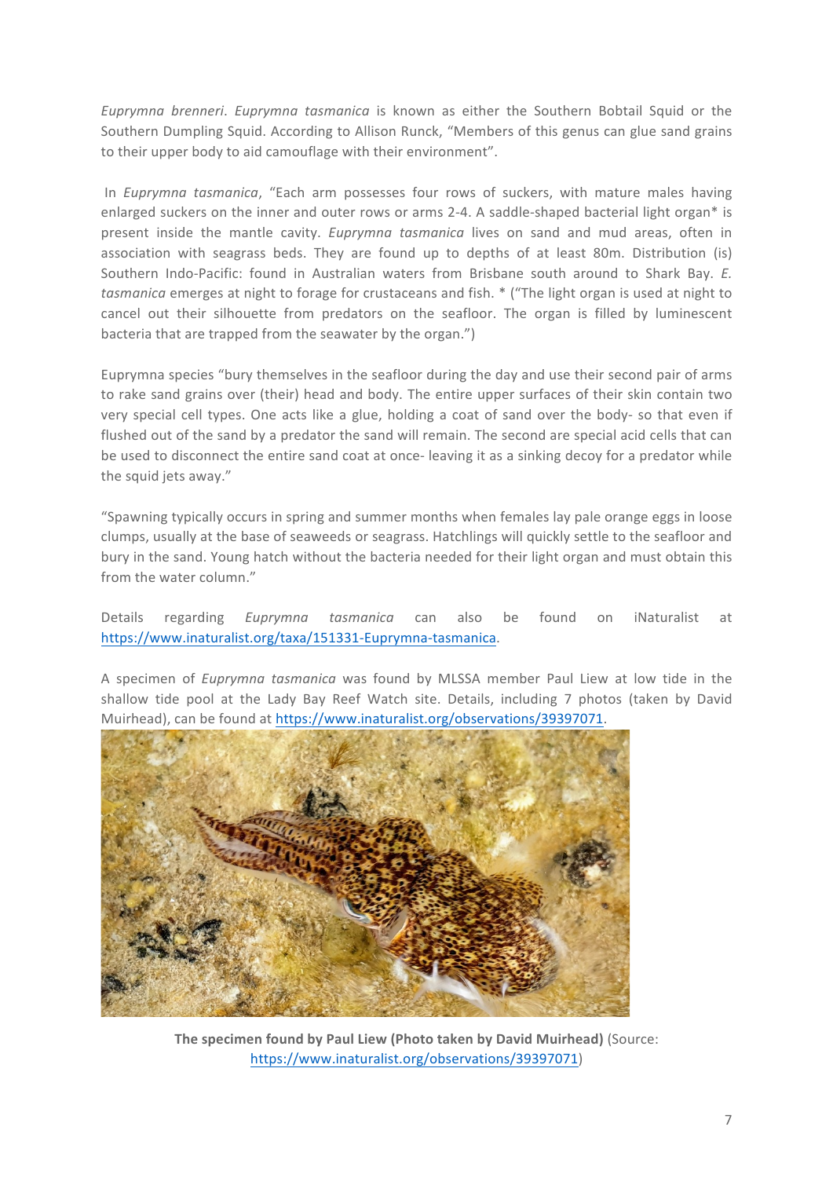*Euprymna brenneri*. *Euprymna tasmanica* is known as either the Southern Bobtail Squid or the Southern Dumpling Squid. According to Allison Runck, "Members of this genus can glue sand grains to their upper body to aid camouflage with their environment".

In *Euprymna tasmanica*, "Each arm possesses four rows of suckers, with mature males having enlarged suckers on the inner and outer rows or arms 2-4. A saddle-shaped bacterial light organ* is present inside the mantle cavity. *Euprymna tasmanica* lives on sand and mud areas, often in association with seagrass beds. They are found up to depths of at least 80m. Distribution (is) Southern Indo-Pacific: found in Australian waters from Brisbane south around to Shark Bay. *E. tasmanica* emerges at night to forage for crustaceans and fish. * ("The light organ is used at night to cancel out their silhouette from predators on the seafloor. The organ is filled by luminescent bacteria that are trapped from the seawater by the organ.")

Euprymna species "bury themselves in the seafloor during the day and use their second pair of arms to rake sand grains over (their) head and body. The entire upper surfaces of their skin contain two very special cell types. One acts like a glue, holding a coat of sand over the body- so that even if flushed out of the sand by a predator the sand will remain. The second are special acid cells that can be used to disconnect the entire sand coat at once- leaving it as a sinking decoy for a predator while the squid jets away."

"Spawning typically occurs in spring and summer months when females lay pale orange eggs in loose clumps, usually at the base of seaweeds or seagrass. Hatchlings will quickly settle to the seafloor and bury in the sand. Young hatch without the bacteria needed for their light organ and must obtain this from the water column."

Details regarding *Euprymna tasmanica* can also be found on iNaturalist at https://www.inaturalist.org/taxa/151331-Euprymna-tasmanica.

A specimen of *Euprymna tasmanica* was found by MLSSA member Paul Liew at low tide in the shallow tide pool at the Lady Bay Reef Watch site. Details, including 7 photos (taken by David Muirhead), can be found at https://www.inaturalist.org/observations/39397071.

**The specimen found by Paul Liew (Photo taken by David Muirhead)** (Source: https://www.inaturalist.org/observations/39397071)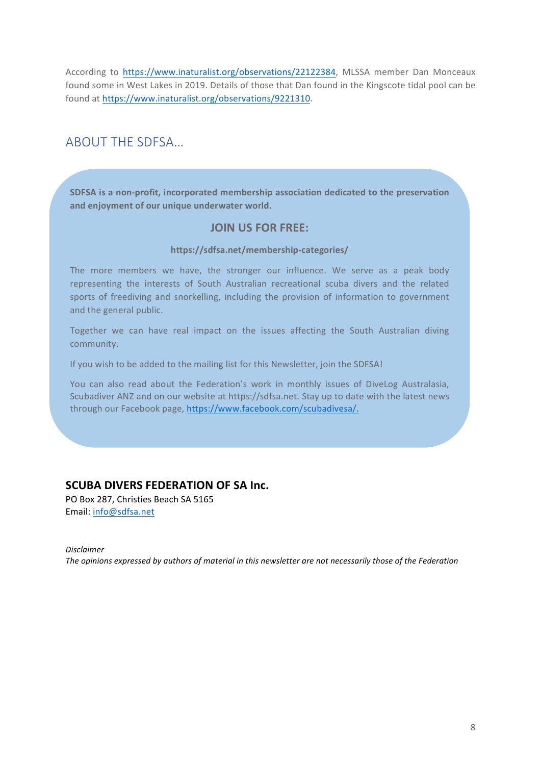According to https://www.inaturalist.org/observations/22122384, MLSSA member Dan Monceaux found some in West Lakes in 2019. Details of those that Dan found in the Kingscote tidal pool can be found at https://www.inaturalist.org/observations/9221310.

## ABOUT THE SDFSA…

**SDFSA is a non-profit, incorporated membership association dedicated to the preservation and enjoyment of our unique underwater world.**

### JOIN US FOR FREE:

**https://sdfsa.net/membership-categories/**

The more members we have, the stronger our influence. We serve as a peak body representing the interests of South Australian recreational scuba divers and the related sports of freediving and snorkelling, including the provision of information to government and the general public.

Together we can have real impact on the issues affecting the South Australian diving community.

If you wish to be added to the mailing list for this Newsletter, join the SDFSA!

You can also read about the Federation's work in monthly issues of DiveLog Australasia, Scubadiver ANZ and on our website at https://sdfsa.net. Stay up to date with the latest news through our Facebook page, https://www.facebook.com/scubadivesa/.

**SCUBA DIVERS FEDERATION OF SA Inc.**
PO Box 287, Christies Beach SA 5165
Email: info@sdfsa.net

*Disclaimer*
*The opinions expressed by authors of material in this newsletter are not necessarily those of the Federation*